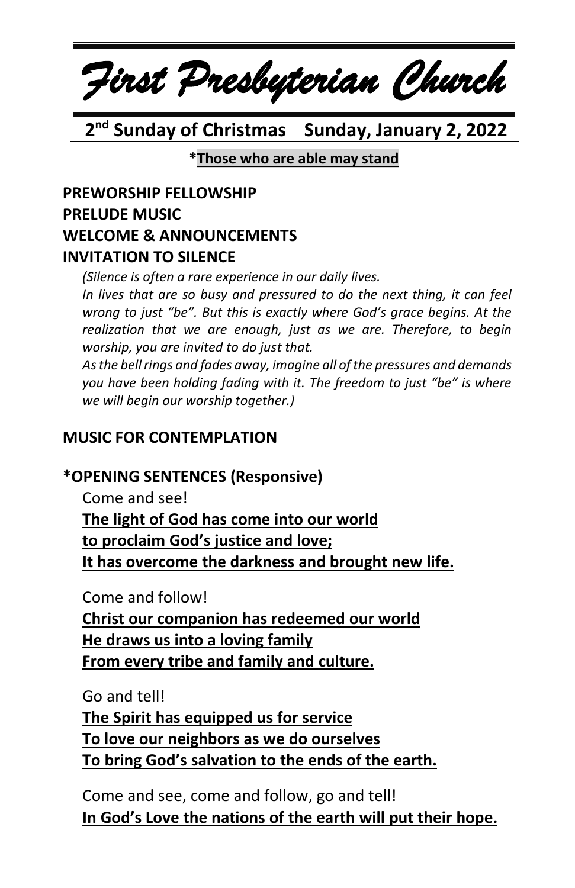# *First Presbyterian Church*

## 2nd Sunday of Christmas    Sunday, January 2, 2022

**\*Those who are able may stand**

**PREWORSHIP FELLOWSHIP**
**PRELUDE MUSIC**
**WELCOME & ANNOUNCEMENTS**
**INVITATION TO SILENCE**

*(Silence is often a rare experience in our daily lives.*
*In lives that are so busy and pressured to do the next thing, it can feel wrong to just "be". But this is exactly where God's grace begins. At the realization that we are enough, just as we are. Therefore, to begin worship, you are invited to do just that.*
*As the bell rings and fades away, imagine all of the pressures and demands you have been holding fading with it. The freedom to just "be" is where we will begin our worship together.)*

**MUSIC FOR CONTEMPLATION**

**\*OPENING SENTENCES (Responsive)**

Come and see!
**The light of God has come into our world**
**to proclaim God's justice and love;**
**It has overcome the darkness and brought new life.**

Come and follow!
**Christ our companion has redeemed our world**
**He draws us into a loving family**
**From every tribe and family and culture.**

Go and tell!
**The Spirit has equipped us for service**
**To love our neighbors as we do ourselves**
**To bring God's salvation to the ends of the earth.**

Come and see, come and follow, go and tell!
**In God's Love the nations of the earth will put their hope.**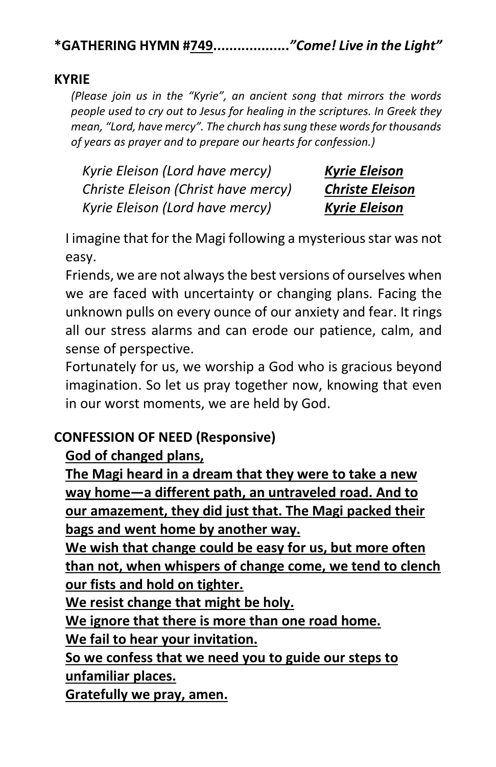**\*GATHERING HYMN #<u>749</u>..................*"Come! Live in the Light"***

**KYRIE**

*(Please join us in the "Kyrie", an ancient song that mirrors the words people used to cry out to Jesus for healing in the scriptures. In Greek they mean, "Lord, have mercy". The church has sung these words for thousands of years as prayer and to prepare our hearts for confession.)*

*Kyrie Eleison (Lord have mercy)* ***<u>Kyrie Eleison</u>***
*Christe Eleison (Christ have mercy)* ***<u>Christe Eleison</u>***
*Kyrie Eleison (Lord have mercy)* ***<u>Kyrie Eleison</u>***

I imagine that for the Magi following a mysterious star was not easy.

Friends, we are not always the best versions of ourselves when we are faced with uncertainty or changing plans. Facing the unknown pulls on every ounce of our anxiety and fear. It rings all our stress alarms and can erode our patience, calm, and sense of perspective.

Fortunately for us, we worship a God who is gracious beyond imagination. So let us pray together now, knowing that even in our worst moments, we are held by God.

**CONFESSION OF NEED (Responsive)**

**<u>God of changed plans,</u>**
**<u>The Magi heard in a dream that they were to take a new way home—a different path, an untraveled road. And to our amazement, they did just that. The Magi packed their bags and went home by another way.</u>**
**<u>We wish that change could be easy for us, but more often than not, when whispers of change come, we tend to clench our fists and hold on tighter.</u>**
**<u>We resist change that might be holy.</u>**
**<u>We ignore that there is more than one road home.</u>**
**<u>We fail to hear your invitation.</u>**
**<u>So we confess that we need you to guide our steps to unfamiliar places.</u>**
**<u>Gratefully we pray, amen.</u>**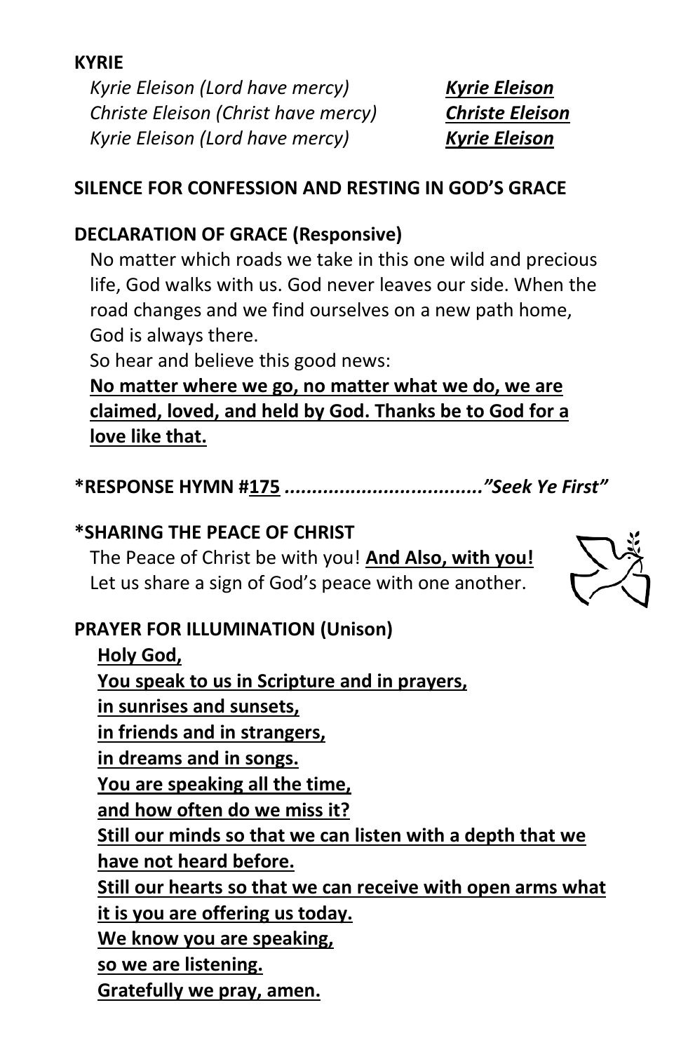**KYRIE**

*Kyrie Eleison (Lord have mercy)* ***Kyrie Eleison***
*Christe Eleison (Christ have mercy)* ***Christe Eleison***
*Kyrie Eleison (Lord have mercy)* ***Kyrie Eleison***

**SILENCE FOR CONFESSION AND RESTING IN GOD'S GRACE**

**DECLARATION OF GRACE (Responsive)**

No matter which roads we take in this one wild and precious life, God walks with us. God never leaves our side. When the road changes and we find ourselves on a new path home, God is always there.
So hear and believe this good news:
**No matter where we go, no matter what we do, we are claimed, loved, and held by God. Thanks be to God for a love like that.**

**\*RESPONSE HYMN #175** ...................................*"Seek Ye First"*

**\*SHARING THE PEACE OF CHRIST**

The Peace of Christ be with you! **And Also, with you!**
Let us share a sign of God's peace with one another.

**PRAYER FOR ILLUMINATION (Unison)**

**Holy God,**
**You speak to us in Scripture and in prayers,**
**in sunrises and sunsets,**
**in friends and in strangers,**
**in dreams and in songs.**
**You are speaking all the time,**
**and how often do we miss it?**
**Still our minds so that we can listen with a depth that we have not heard before.**
**Still our hearts so that we can receive with open arms what it is you are offering us today.**
**We know you are speaking,**
**so we are listening.**
**Gratefully we pray, amen.**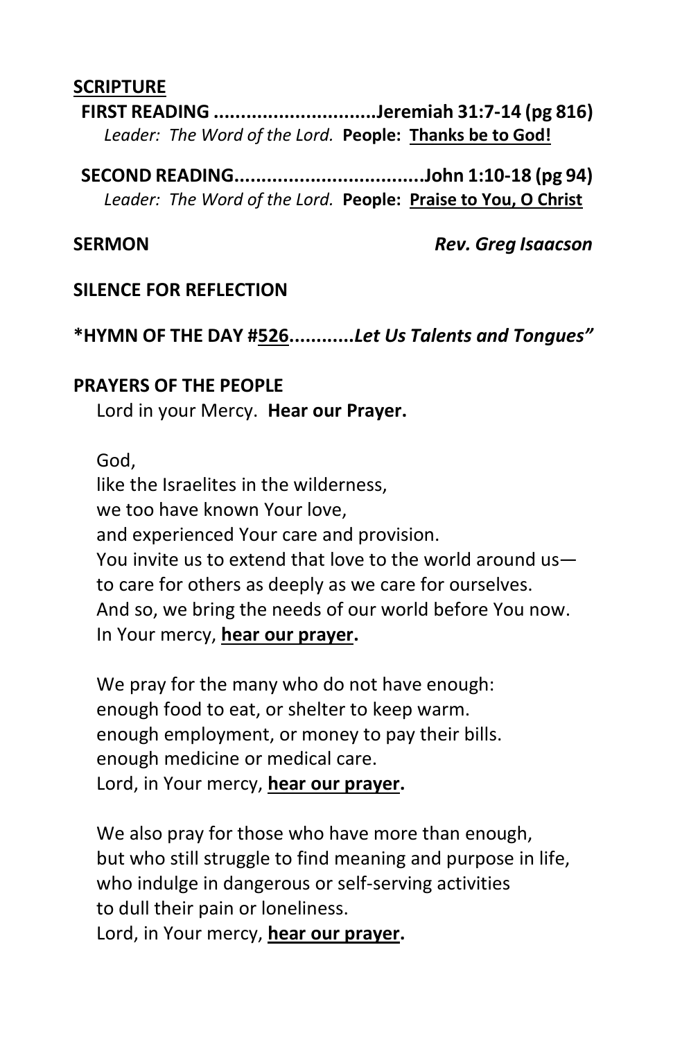**<u>SCRIPTURE</u>**

**FIRST READING ..............................Jeremiah 31:7-14 (pg 816)**
*Leader: The Word of the Lord.* **People: <u>Thanks be to God!</u>**

**SECOND READING...................................John 1:10-18 (pg 94)**
*Leader: The Word of the Lord.* **People: <u>Praise to You, O Christ</u>**

**SERMON** ***Rev. Greg Isaacson***

**SILENCE FOR REFLECTION**

**\*HYMN OF THE DAY #<u>526</u>............*Let Us Talents and Tongues"***

**PRAYERS OF THE PEOPLE**

Lord in your Mercy. **Hear our Prayer.**

God,
like the Israelites in the wilderness,
we too have known Your love,
and experienced Your care and provision.
You invite us to extend that love to the world around us—
to care for others as deeply as we care for ourselves.
And so, we bring the needs of our world before You now.
In Your mercy, **<u>hear our prayer</u>.**

We pray for the many who do not have enough:
enough food to eat, or shelter to keep warm.
enough employment, or money to pay their bills.
enough medicine or medical care.
Lord, in Your mercy, **<u>hear our prayer</u>.**

We also pray for those who have more than enough,
but who still struggle to find meaning and purpose in life,
who indulge in dangerous or self-serving activities
to dull their pain or loneliness.
Lord, in Your mercy, **<u>hear our prayer</u>.**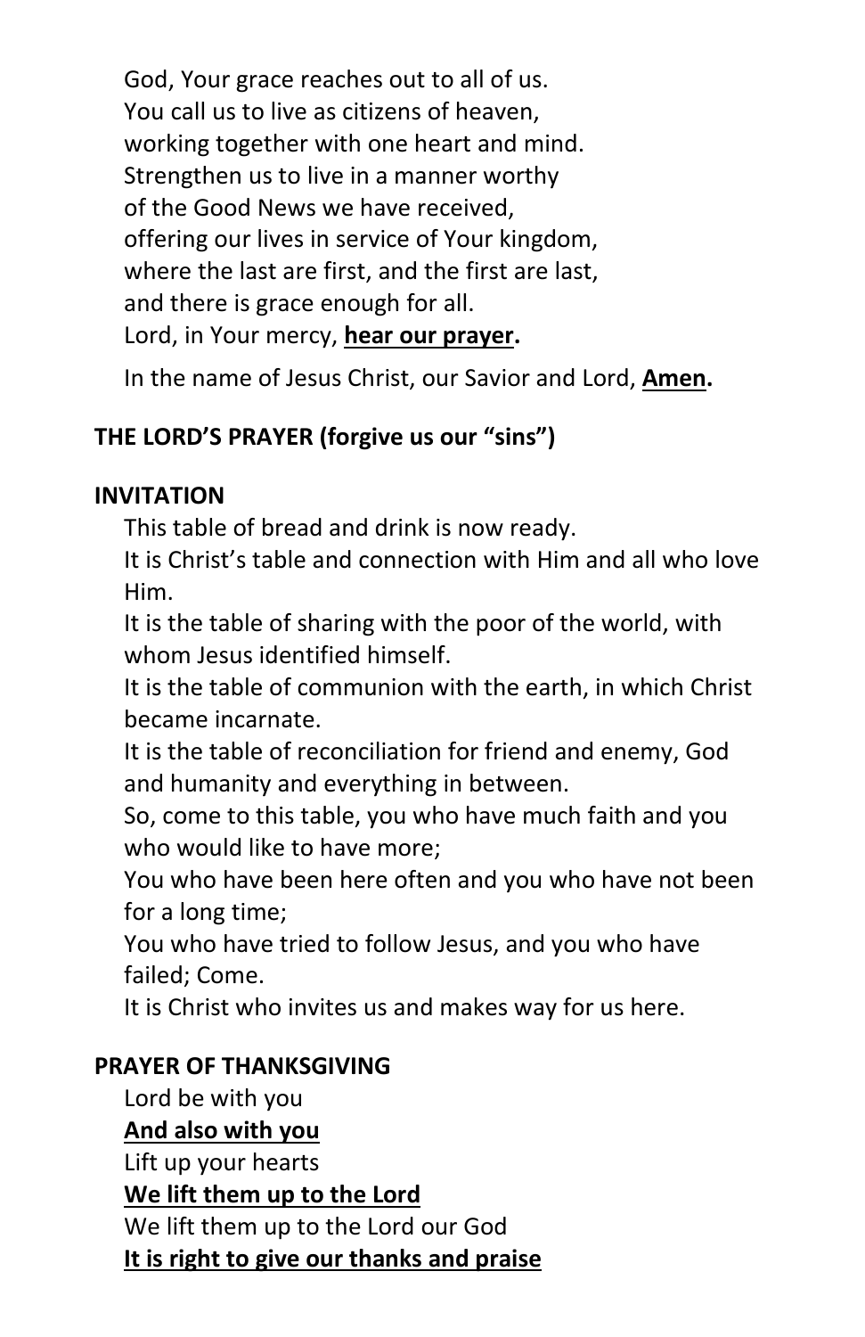God, Your grace reaches out to all of us.
You call us to live as citizens of heaven,
working together with one heart and mind.
Strengthen us to live in a manner worthy
of the Good News we have received,
offering our lives in service of Your kingdom,
where the last are first, and the first are last,
and there is grace enough for all.
Lord, in Your mercy, **hear our prayer.**

In the name of Jesus Christ, our Savior and Lord, **Amen.**

**THE LORD'S PRAYER (forgive us our "sins")**

**INVITATION**

This table of bread and drink is now ready.
It is Christ's table and connection with Him and all who love Him.
It is the table of sharing with the poor of the world, with whom Jesus identified himself.
It is the table of communion with the earth, in which Christ became incarnate.
It is the table of reconciliation for friend and enemy, God and humanity and everything in between.
So, come to this table, you who have much faith and you who would like to have more;
You who have been here often and you who have not been for a long time;
You who have tried to follow Jesus, and you who have failed; Come.
It is Christ who invites us and makes way for us here.

**PRAYER OF THANKSGIVING**

Lord be with you
**And also with you**
Lift up your hearts
**We lift them up to the Lord**
We lift them up to the Lord our God
**It is right to give our thanks and praise**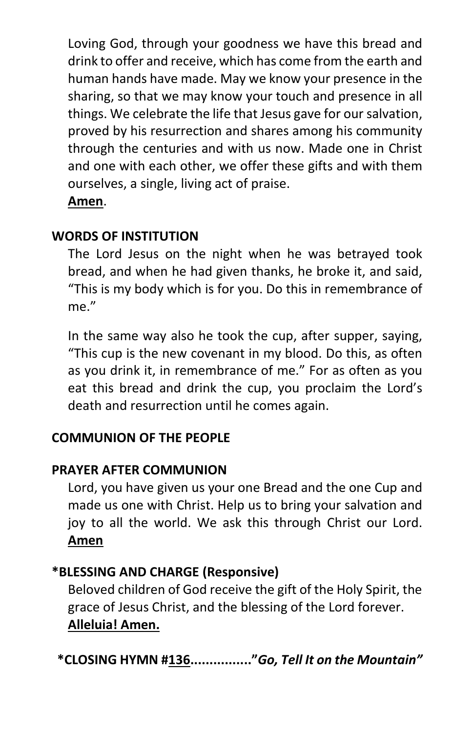Loving God, through your goodness we have this bread and drink to offer and receive, which has come from the earth and human hands have made. May we know your presence in the sharing, so that we may know your touch and presence in all things. We celebrate the life that Jesus gave for our salvation, proved by his resurrection and shares among his community through the centuries and with us now. Made one in Christ and one with each other, we offer these gifts and with them ourselves, a single, living act of praise.
**Amen**.

**WORDS OF INSTITUTION**

The Lord Jesus on the night when he was betrayed took bread, and when he had given thanks, he broke it, and said, "This is my body which is for you. Do this in remembrance of me."

In the same way also he took the cup, after supper, saying, "This cup is the new covenant in my blood. Do this, as often as you drink it, in remembrance of me." For as often as you eat this bread and drink the cup, you proclaim the Lord's death and resurrection until he comes again.

**COMMUNION OF THE PEOPLE**

**PRAYER AFTER COMMUNION**

Lord, you have given us your one Bread and the one Cup and made us one with Christ. Help us to bring your salvation and joy to all the world. We ask this through Christ our Lord. **Amen**

**\*BLESSING AND CHARGE (Responsive)**

Beloved children of God receive the gift of the Holy Spirit, the grace of Jesus Christ, and the blessing of the Lord forever.
**Alleluia! Amen.**

**\*CLOSING HYMN #136................"*Go, Tell It on the Mountain*"**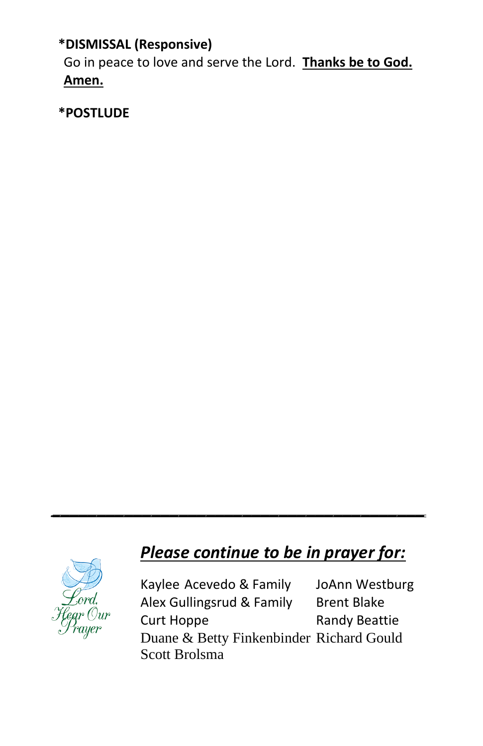**\*DISMISSAL (Responsive)**

Go in peace to love and serve the Lord. **Thanks be to God. Amen.**

**\*POSTLUDE**

---

***Please continue to be in prayer for:***

| | |
|---|---|
| Kaylee Acevedo & Family | JoAnn Westburg |
| Alex Gullingsrud & Family | Brent Blake |
| Curt Hoppe | Randy Beattie |
| Duane & Betty Finkenbinder | Richard Gould |
| Scott Brolsma | |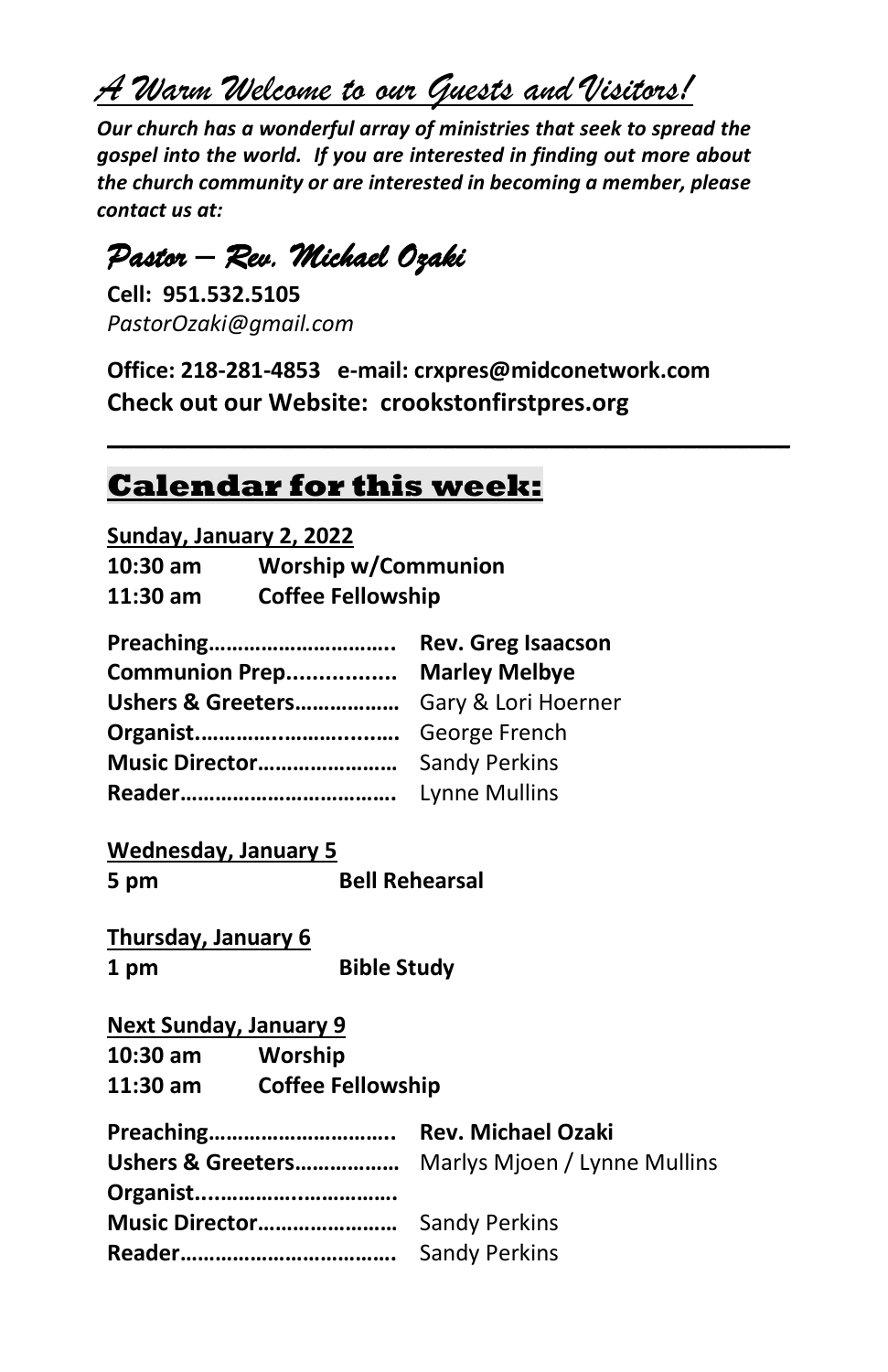# *A Warm Welcome to our Guests and Visitors!*

***Our church has a wonderful array of ministries that seek to spread the gospel into the world. If you are interested in finding out more about the church community or are interested in becoming a member, please contact us at:***

## *Pastor – Rev. Michael Ozaki*

**Cell: 951.532.5105**
*PastorOzaki@gmail.com*

**Office: 218-281-4853 e-mail: crxpres@midconetwork.com**
**Check out our Website: crookstonfirstpres.org**

---

## Calendar for this week:

**Sunday, January 2, 2022**

**10:30 am** **Worship w/Communion**
**11:30 am** **Coffee Fellowship**

**Preaching…………………………..** **Rev. Greg Isaacson**
**Communion Prep................** **Marley Melbye**
**Ushers & Greeters……………..** Gary & Lori Hoerner
**Organist.………….……….....…** George French
**Music Director……………………** Sandy Perkins
**Reader……………………………….** Lynne Mullins

**Wednesday, January 5**

**5 pm** **Bell Rehearsal**

**Thursday, January 6**

**1 pm** **Bible Study**

**Next Sunday, January 9**

**10:30 am** **Worship**
**11:30 am** **Coffee Fellowship**

**Preaching…………………………..** **Rev. Michael Ozaki**
**Ushers & Greeters……………..** Marlys Mjoen / Lynne Mullins
**Organist...............…...…………..**
**Music Director……………………** Sandy Perkins
**Reader……………………………….** Sandy Perkins